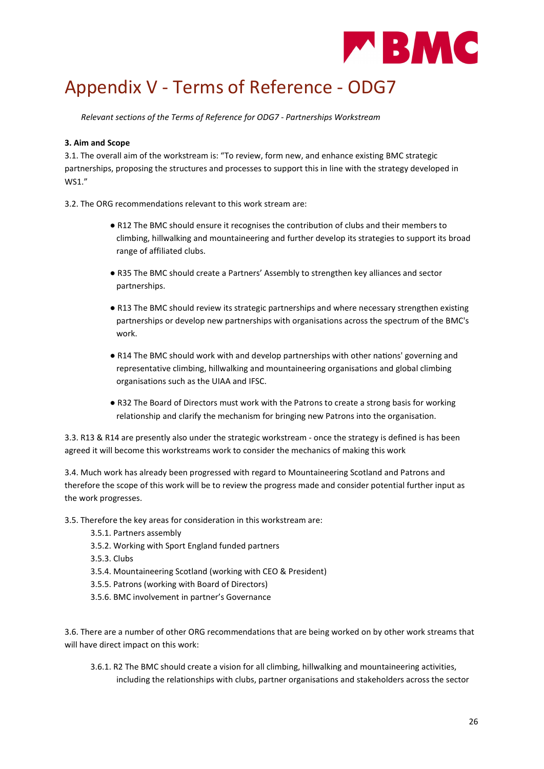# Appendix V - Terms of Reference - ODG7

*Relevant sections of the Terms of Reference for ODG7 - Partnerships Workstream*

**3. Aim and Scope**

3.1. The overall aim of the workstream is: "To review, form new, and enhance existing BMC strategic partnerships, proposing the structures and processes to support this in line with the strategy developed in WS1."

3.2. The ORG recommendations relevant to this work stream are:

- R12 The BMC should ensure it recognises the contribution of clubs and their members to climbing, hillwalking and mountaineering and further develop its strategies to support its broad range of affiliated clubs.
- R35 The BMC should create a Partners' Assembly to strengthen key alliances and sector partnerships.
- R13 The BMC should review its strategic partnerships and where necessary strengthen existing partnerships or develop new partnerships with organisations across the spectrum of the BMC's work.
- R14 The BMC should work with and develop partnerships with other nations' governing and representative climbing, hillwalking and mountaineering organisations and global climbing organisations such as the UIAA and IFSC.
- R32 The Board of Directors must work with the Patrons to create a strong basis for working relationship and clarify the mechanism for bringing new Patrons into the organisation.

3.3. R13 & R14 are presently also under the strategic workstream - once the strategy is defined is has been agreed it will become this workstreams work to consider the mechanics of making this work

3.4. Much work has already been progressed with regard to Mountaineering Scotland and Patrons and therefore the scope of this work will be to review the progress made and consider potential further input as the work progresses.

3.5. Therefore the key areas for consideration in this workstream are:

3.5.1. Partners assembly
3.5.2. Working with Sport England funded partners
3.5.3. Clubs
3.5.4. Mountaineering Scotland (working with CEO & President)
3.5.5. Patrons (working with Board of Directors)
3.5.6. BMC involvement in partner's Governance

3.6. There are a number of other ORG recommendations that are being worked on by other work streams that will have direct impact on this work:

3.6.1. R2 The BMC should create a vision for all climbing, hillwalking and mountaineering activities, including the relationships with clubs, partner organisations and stakeholders across the sector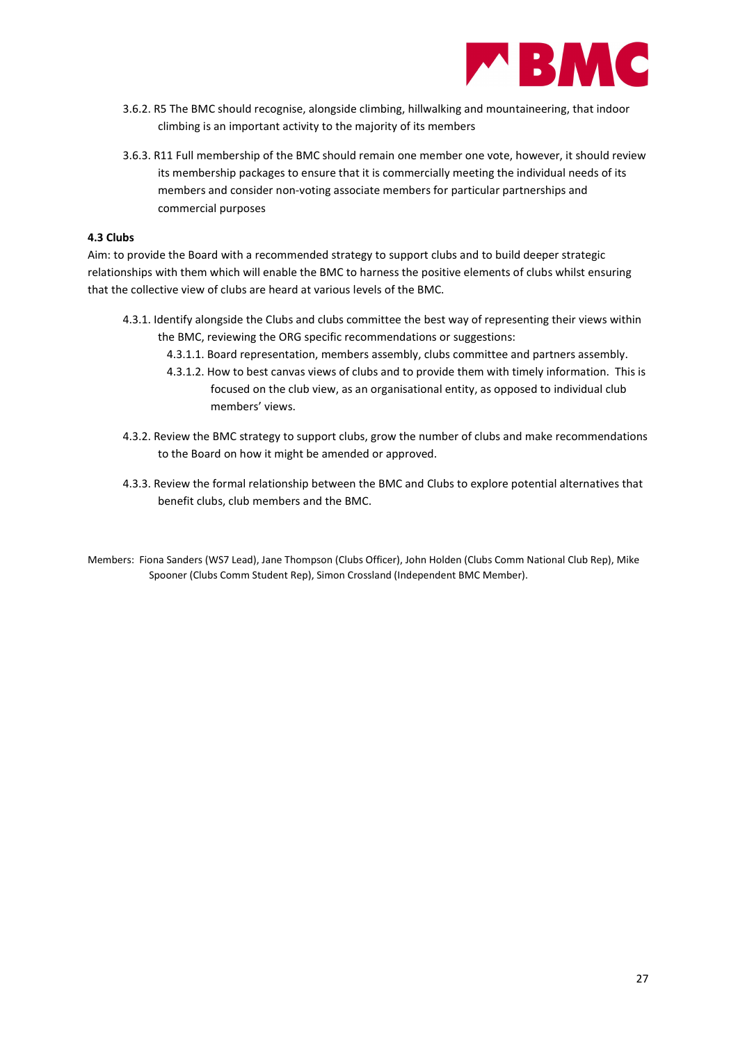3.6.2. R5 The BMC should recognise, alongside climbing, hillwalking and mountaineering, that indoor climbing is an important activity to the majority of its members

3.6.3. R11 Full membership of the BMC should remain one member one vote, however, it should review its membership packages to ensure that it is commercially meeting the individual needs of its members and consider non-voting associate members for particular partnerships and commercial purposes

**4.3 Clubs**

Aim: to provide the Board with a recommended strategy to support clubs and to build deeper strategic relationships with them which will enable the BMC to harness the positive elements of clubs whilst ensuring that the collective view of clubs are heard at various levels of the BMC.

4.3.1. Identify alongside the Clubs and clubs committee the best way of representing their views within the BMC, reviewing the ORG specific recommendations or suggestions:

4.3.1.1. Board representation, members assembly, clubs committee and partners assembly.

4.3.1.2. How to best canvas views of clubs and to provide them with timely information. This is focused on the club view, as an organisational entity, as opposed to individual club members' views.

4.3.2. Review the BMC strategy to support clubs, grow the number of clubs and make recommendations to the Board on how it might be amended or approved.

4.3.3. Review the formal relationship between the BMC and Clubs to explore potential alternatives that benefit clubs, club members and the BMC.

Members: Fiona Sanders (WS7 Lead), Jane Thompson (Clubs Officer), John Holden (Clubs Comm National Club Rep), Mike Spooner (Clubs Comm Student Rep), Simon Crossland (Independent BMC Member).